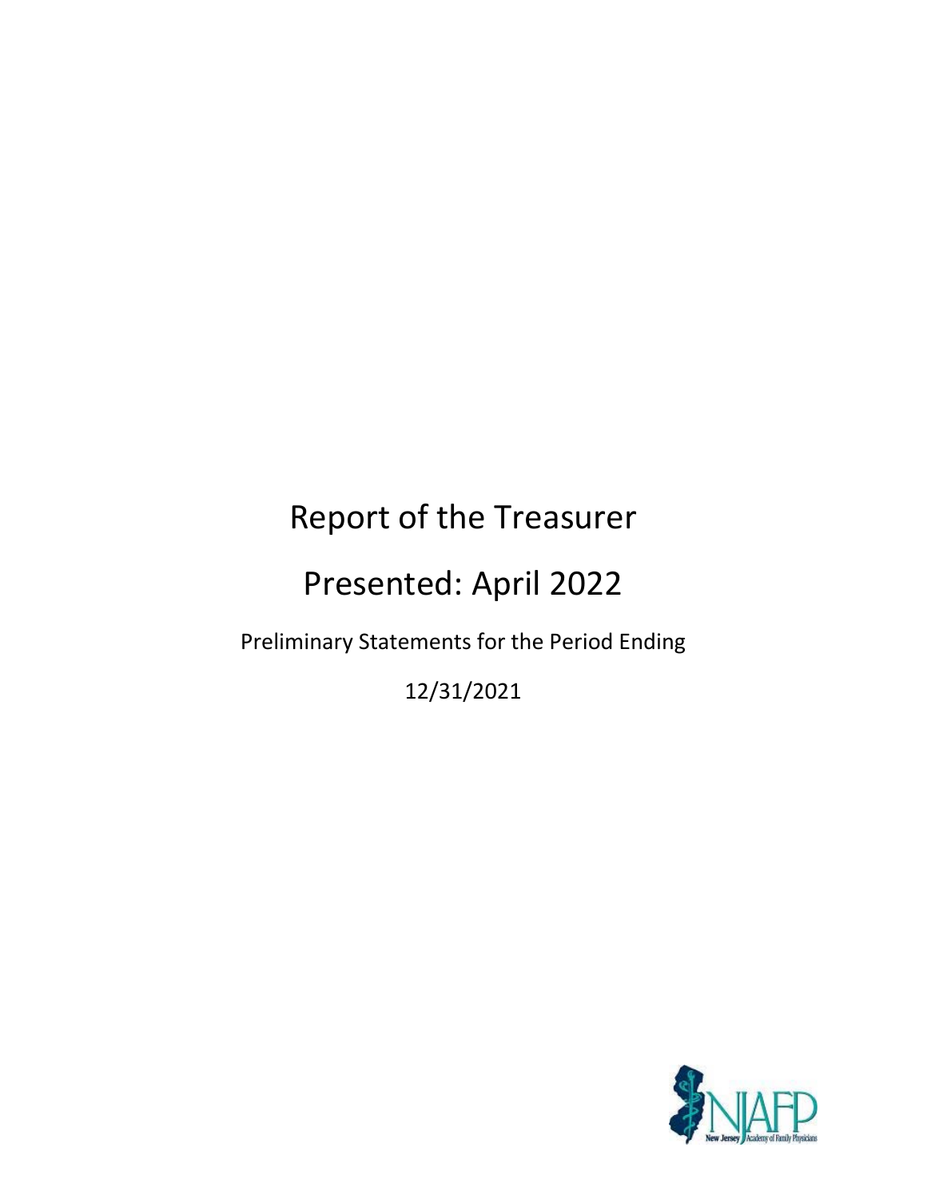# Report of the Treasurer

# Presented: April 2022

Preliminary Statements for the Period Ending

12/31/2021

NJAFP

New Jersey Academy of Family Physicians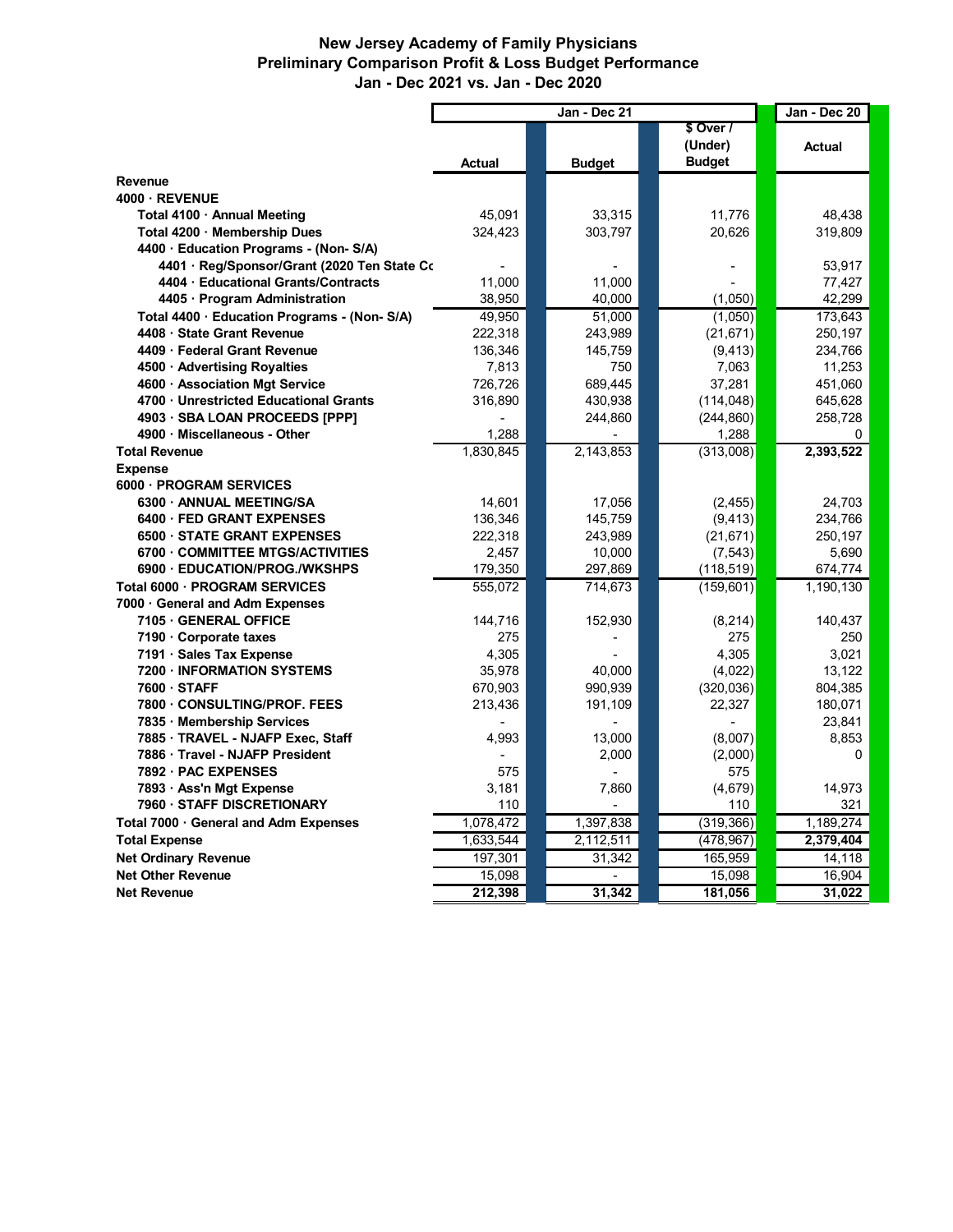# New Jersey Academy of Family Physicians
## Preliminary Comparison Profit & Loss Budget Performance
### Jan - Dec 2021 vs. Jan - Dec 2020

| | Jan - Dec 21 | | | Jan - Dec 20 |
|---|---|---|---|---|
| | **Actual** | **Budget** | **$ Over / (Under) Budget** | **Actual** |
| **Revenue** | | | | |
| **4000 · REVENUE** | | | | |
| **Total 4100 · Annual Meeting** | 45,091 | 33,315 | 11,776 | 48,438 |
| **Total 4200 · Membership Dues** | 324,423 | 303,797 | 20,626 | 319,809 |
| **4400 · Education Programs - (Non- S/A)** | | | | |
| **4401 · Reg/Sponsor/Grant (2020 Ten State Cc** | - | - | - | 53,917 |
| **4404 · Educational Grants/Contracts** | 11,000 | 11,000 | - | 77,427 |
| **4405 · Program Administration** | 38,950 | 40,000 | (1,050) | 42,299 |
| **Total 4400 · Education Programs - (Non- S/A)** | 49,950 | 51,000 | (1,050) | 173,643 |
| **4408 · State Grant Revenue** | 222,318 | 243,989 | (21,671) | 250,197 |
| **4409 · Federal Grant Revenue** | 136,346 | 145,759 | (9,413) | 234,766 |
| **4500 · Advertising Royalties** | 7,813 | 750 | 7,063 | 11,253 |
| **4600 · Association Mgt Service** | 726,726 | 689,445 | 37,281 | 451,060 |
| **4700 · Unrestricted Educational Grants** | 316,890 | 430,938 | (114,048) | 645,628 |
| **4903 · SBA LOAN PROCEEDS [PPP]** | - | 244,860 | (244,860) | 258,728 |
| **4900 · Miscellaneous - Other** | 1,288 | - | 1,288 | 0 |
| **Total Revenue** | 1,830,845 | 2,143,853 | (313,008) | **2,393,522** |
| **Expense** | | | | |
| **6000 · PROGRAM SERVICES** | | | | |
| **6300 · ANNUAL MEETING/SA** | 14,601 | 17,056 | (2,455) | 24,703 |
| **6400 · FED GRANT EXPENSES** | 136,346 | 145,759 | (9,413) | 234,766 |
| **6500 · STATE GRANT EXPENSES** | 222,318 | 243,989 | (21,671) | 250,197 |
| **6700 · COMMITTEE MTGS/ACTIVITIES** | 2,457 | 10,000 | (7,543) | 5,690 |
| **6900 · EDUCATION/PROG./WKSHPS** | 179,350 | 297,869 | (118,519) | 674,774 |
| **Total 6000 · PROGRAM SERVICES** | 555,072 | 714,673 | (159,601) | 1,190,130 |
| **7000 · General and Adm Expenses** | | | | |
| **7105 · GENERAL OFFICE** | 144,716 | 152,930 | (8,214) | 140,437 |
| **7190 · Corporate taxes** | 275 | - | 275 | 250 |
| **7191 · Sales Tax Expense** | 4,305 | - | 4,305 | 3,021 |
| **7200 · INFORMATION SYSTEMS** | 35,978 | 40,000 | (4,022) | 13,122 |
| **7600 · STAFF** | 670,903 | 990,939 | (320,036) | 804,385 |
| **7800 · CONSULTING/PROF. FEES** | 213,436 | 191,109 | 22,327 | 180,071 |
| **7835 · Membership Services** | - | - | - | 23,841 |
| **7885 · TRAVEL - NJAFP Exec, Staff** | 4,993 | 13,000 | (8,007) | 8,853 |
| **7886 · Travel - NJAFP President** | - | 2,000 | (2,000) | 0 |
| **7892 · PAC EXPENSES** | 575 | - | 575 | |
| **7893 · Ass'n Mgt Expense** | 3,181 | 7,860 | (4,679) | 14,973 |
| **7960 · STAFF DISCRETIONARY** | 110 | - | 110 | 321 |
| **Total 7000 · General and Adm Expenses** | 1,078,472 | 1,397,838 | (319,366) | 1,189,274 |
| **Total Expense** | 1,633,544 | 2,112,511 | (478,967) | **2,379,404** |
| **Net Ordinary Revenue** | 197,301 | 31,342 | 165,959 | 14,118 |
| **Net Other Revenue** | 15,098 | - | 15,098 | 16,904 |
| **Net Revenue** | **212,398** | **31,342** | **181,056** | **31,022** |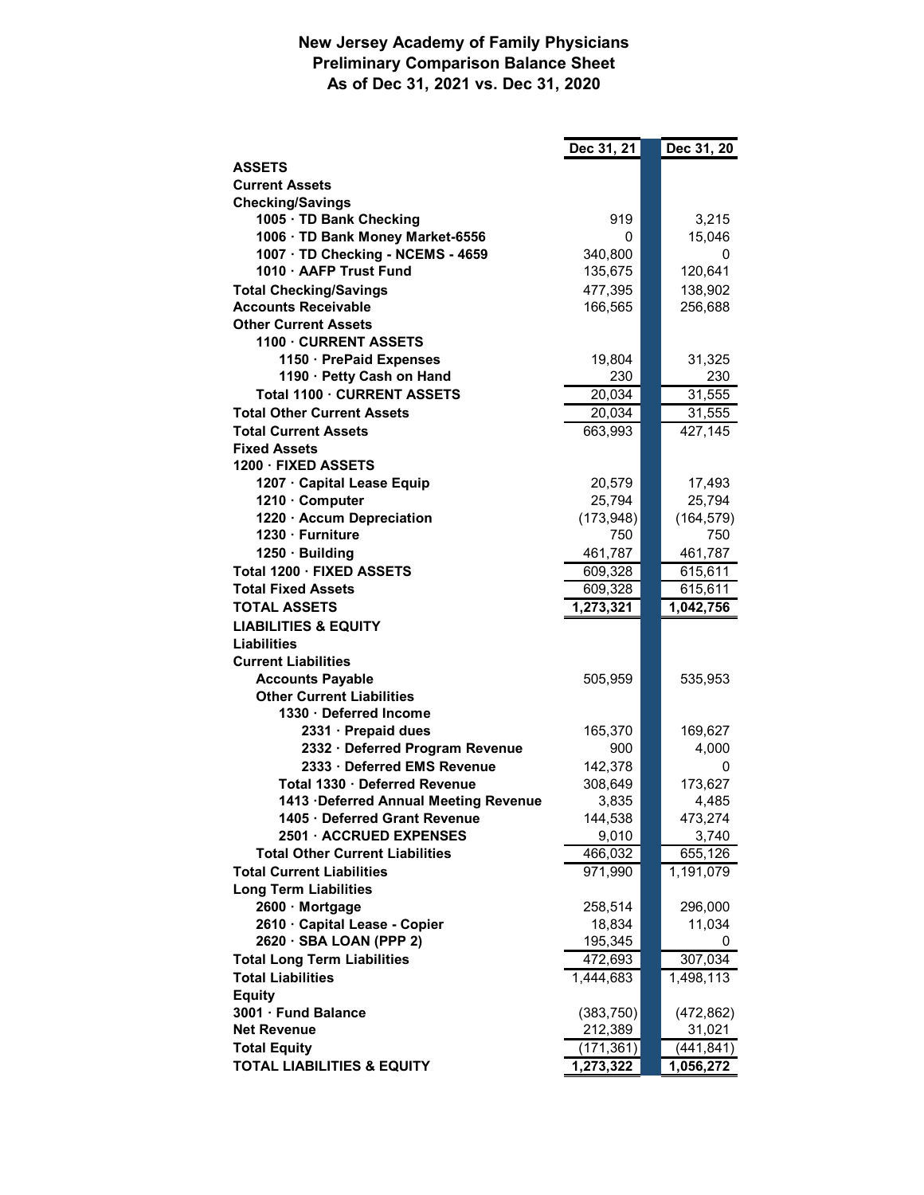## New Jersey Academy of Family Physicians
## Preliminary Comparison Balance Sheet
## As of Dec 31, 2021 vs. Dec 31, 2020

| | Dec 31, 21 | Dec 31, 20 |
|---|---|---|
| **ASSETS** | | |
| **Current Assets** | | |
| **Checking/Savings** | | |
| 1005 · TD Bank Checking | 919 | 3,215 |
| 1006 · TD Bank Money Market-6556 | 0 | 15,046 |
| 1007 · TD Checking - NCEMS - 4659 | 340,800 | 0 |
| 1010 · AAFP Trust Fund | 135,675 | 120,641 |
| **Total Checking/Savings** | 477,395 | 138,902 |
| **Accounts Receivable** | 166,565 | 256,688 |
| **Other Current Assets** | | |
| 1100 · CURRENT ASSETS | | |
| 1150 · PrePaid Expenses | 19,804 | 31,325 |
| 1190 · Petty Cash on Hand | 230 | 230 |
| Total 1100 · CURRENT ASSETS | 20,034 | 31,555 |
| **Total Other Current Assets** | 20,034 | 31,555 |
| **Total Current Assets** | 663,993 | 427,145 |
| **Fixed Assets** | | |
| 1200 · FIXED ASSETS | | |
| 1207 · Capital Lease Equip | 20,579 | 17,493 |
| 1210 · Computer | 25,794 | 25,794 |
| 1220 · Accum Depreciation | (173,948) | (164,579) |
| 1230 · Furniture | 750 | 750 |
| 1250 · Building | 461,787 | 461,787 |
| Total 1200 · FIXED ASSETS | 609,328 | 615,611 |
| **Total Fixed Assets** | 609,328 | 615,611 |
| **TOTAL ASSETS** | 1,273,321 | 1,042,756 |
| **LIABILITIES & EQUITY** | | |
| **Liabilities** | | |
| **Current Liabilities** | | |
| Accounts Payable | 505,959 | 535,953 |
| Other Current Liabilities | | |
| 1330 · Deferred Income | | |
| 2331 · Prepaid dues | 165,370 | 169,627 |
| 2332 · Deferred Program Revenue | 900 | 4,000 |
| 2333 · Deferred EMS Revenue | 142,378 | 0 |
| Total 1330 · Deferred Revenue | 308,649 | 173,627 |
| 1413 ·Deferred Annual Meeting Revenue | 3,835 | 4,485 |
| 1405 · Deferred Grant Revenue | 144,538 | 473,274 |
| 2501 · ACCRUED EXPENSES | 9,010 | 3,740 |
| Total Other Current Liabilities | 466,032 | 655,126 |
| **Total Current Liabilities** | 971,990 | 1,191,079 |
| **Long Term Liabilities** | | |
| 2600 · Mortgage | 258,514 | 296,000 |
| 2610 · Capital Lease - Copier | 18,834 | 11,034 |
| 2620 · SBA LOAN (PPP 2) | 195,345 | 0 |
| **Total Long Term Liabilities** | 472,693 | 307,034 |
| **Total Liabilities** | 1,444,683 | 1,498,113 |
| **Equity** | | |
| 3001 · Fund Balance | (383,750) | (472,862) |
| **Net Revenue** | 212,389 | 31,021 |
| **Total Equity** | (171,361) | (441,841) |
| **TOTAL LIABILITIES & EQUITY** | 1,273,322 | 1,056,272 |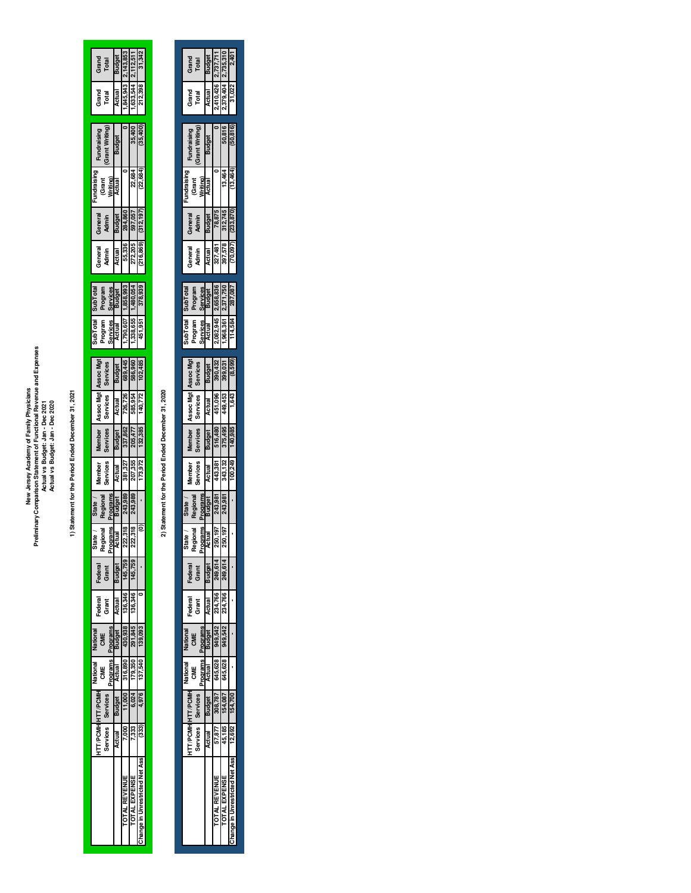# New Jersey Academy of Family Physicians
## Preliminary Comparison Statement of Functional Revenue and Expenses
### Actual vs Budget: Jan - Dec 2021
### Actual vs Budget: Jan - Dec 2020

**1) Statement for the Period Ended December 31, 2021**

| | HTT/PCMH Services | HTT/PCMH Services | National CME Programs | National CME Programs | Federal Grant | Federal Grant | State / Regional Programs | State / Regional Programs | Member Services | Member Services | Assoc Mgt Services | Assoc Mgt Services | SubTotal Program Services | SubTotal Program Services | General Admin | General Admin | Fundraising (Grant Writing) | Fundraising (Grant Writing) | Grand Total | Grand Total |
|---|---|---|---|---|---|---|---|---|---|---|---|---|---|---|---|---|---|---|---|---|
| | Actual | Budget | Actual | Budget | Actual | Budget | Actual | Budget | Actual | Budget | Actual | Budget | Actual | Budget | Actual | Budget | Actual | Budget | Actual | Budget |
| TOTAL REVENUE | 7,000 | 11,000 | 316,890 | 430,938 | 136,346 | 145,759 | 222,318 | 243,989 | 381,327 | 337,862 | 726,726 | 689,445 | 1,790,607 | 1,858,993 | 55,336 | 284,860 | 0 | 0 | 1,845,943 | 2,143,853 |
| TOTAL EXPENSE | 7,333 | 6,024 | 179,350 | 291,845 | 136,346 | 145,759 | 222,318 | 243,989 | 207,355 | 205,477 | 585,954 | 586,960 | 1,338,655 | 1,480,054 | 272,205 | 597,057 | 22,684 | 35,400 | 1,633,544 | 2,112,511 |
| Change in Unrestricted Net Ass | (333) | 4,976 | 137,540 | 139,093 | 0 | - | (0) | - | 173,972 | 132,385 | 140,772 | 102,485 | 451,951 | 378,939 | (216,869) | (312,197) | (22,684) | (35,400) | 212,398 | 31,342 |

**2) Statement for the Period Ended December 31, 2020**

| | HTT/PCMH Services | HTT/PCMH Services | National CME Programs | National CME Programs | Federal Grant | Federal Grant | State / Regional Programs | State / Regional Programs | Member Services | Member Services | Assoc Mgt Services | Assoc Mgt Services | SubTotal Program Services | SubTotal Program Services | General Admin | General Admin | Fundraising (Grant Writing) | Fundraising (Grant Writing) | Grand Total | Grand Total |
|---|---|---|---|---|---|---|---|---|---|---|---|---|---|---|---|---|---|---|---|---|
| | Actual | Budget | Actual | Budget | Actual | Budget | Actual | Budget | Actual | Budget | Actual | Budget | Actual | Budget | Actual | Budget | Actual | Budget | Actual | Budget |
| TOTAL REVENUE | 57,877 | 308,787 | 645,628 | 949,542 | 234,766 | 249,614 | 250,197 | 243,981 | 443,381 | 516,480 | 451,096 | 390,432 | 2,082,945 | 2,658,836 | 327,481 | 78,875 | 0 | 0 | 2,410,426 | 2,737,711 |
| TOTAL EXPENSE | 45,185 | 154,087 | 645,628 | 949,542 | 234,766 | 249,614 | 250,197 | 243,981 | 343,132 | 375,495 | 449,453 | 399,031 | 1,968,361 | 2,371,750 | 397,578 | 312,745 | 13,464 | 50,816 | 2,379,404 | 2,735,310 |
| Change in Unrestricted Net Ass | 12,692 | 154,700 | - | - | - | - | - | - | 100,249 | 140,985 | 1,643 | (8,599) | 114,584 | 287,087 | (70,097) | (233,870) | (13,464) | (50,816) | 31,022 | 2,401 |